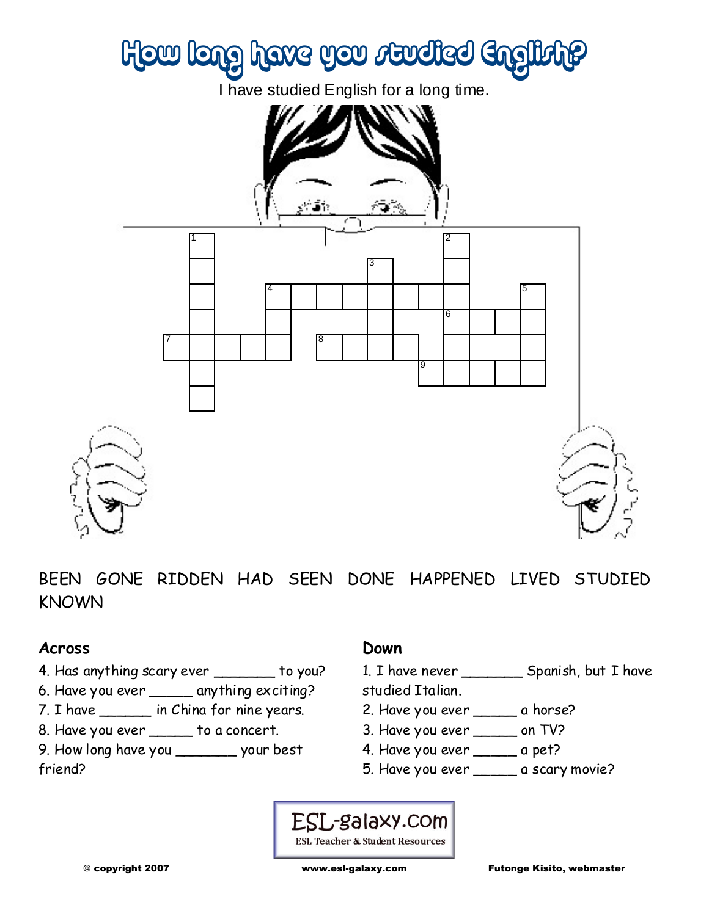# How long have you studied English?

I have studied English for a long time.

BEEN GONE RIDDEN HAD SEEN DONE HAPPENED LIVED STUDIED KNOWN

### Across

4. Has anything scary ever _______ to you?
6. Have you ever _____ anything exciting?
7. I have ______ in China for nine years.
8. Have you ever _____ to a concert.
9. How long have you _______ your best friend?

### Down

1. I have never _______ Spanish, but I have studied Italian.
2. Have you ever _____ a horse?
3. Have you ever _____ on TV?
4. Have you ever _____ a pet?
5. Have you ever _____ a scary movie?

ESL-galaxy.com
ESL Teacher & Student Resources

© copyright 2007 www.esl-galaxy.com Futonge Kisito, webmaster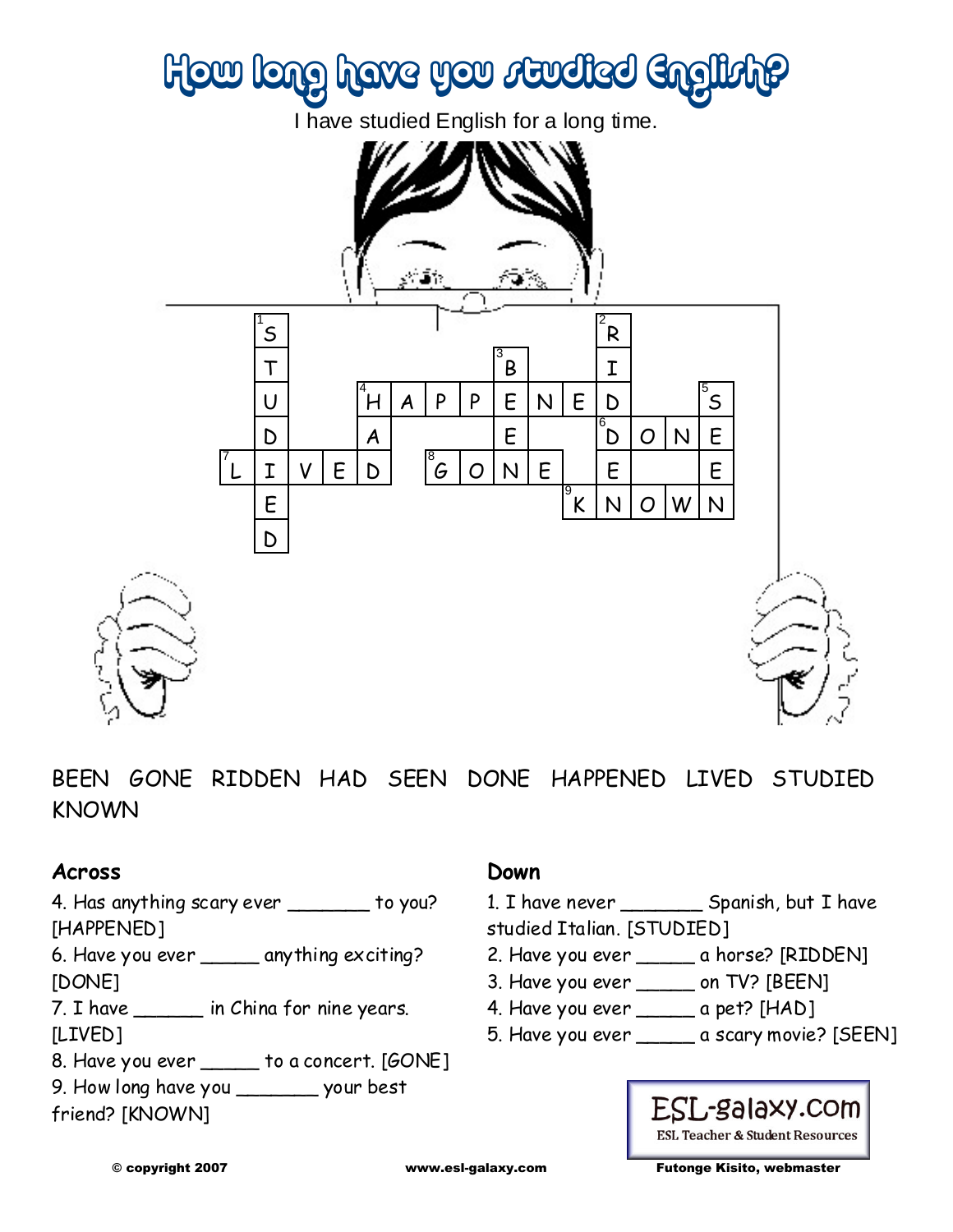# How long have you studied English?

I have studied English for a long time.

BEEN GONE RIDDEN HAD SEEN DONE HAPPENED LIVED STUDIED KNOWN

### Across

4. Has anything scary ever _______ to you? [HAPPENED]
6. Have you ever _____ anything exciting? [DONE]
7. I have ______ in China for nine years. [LIVED]
8. Have you ever _____ to a concert. [GONE]
9. How long have you _______ your best friend? [KNOWN]

### Down

1. I have never _______ Spanish, but I have studied Italian. [STUDIED]
2. Have you ever _____ a horse? [RIDDEN]
3. Have you ever _____ on TV? [BEEN]
4. Have you ever _____ a pet? [HAD]
5. Have you ever _____ a scary movie? [SEEN]

ESL-galaxy.com
ESL Teacher & Student Resources

© copyright 2007 www.esl-galaxy.com Futonge Kisito, webmaster